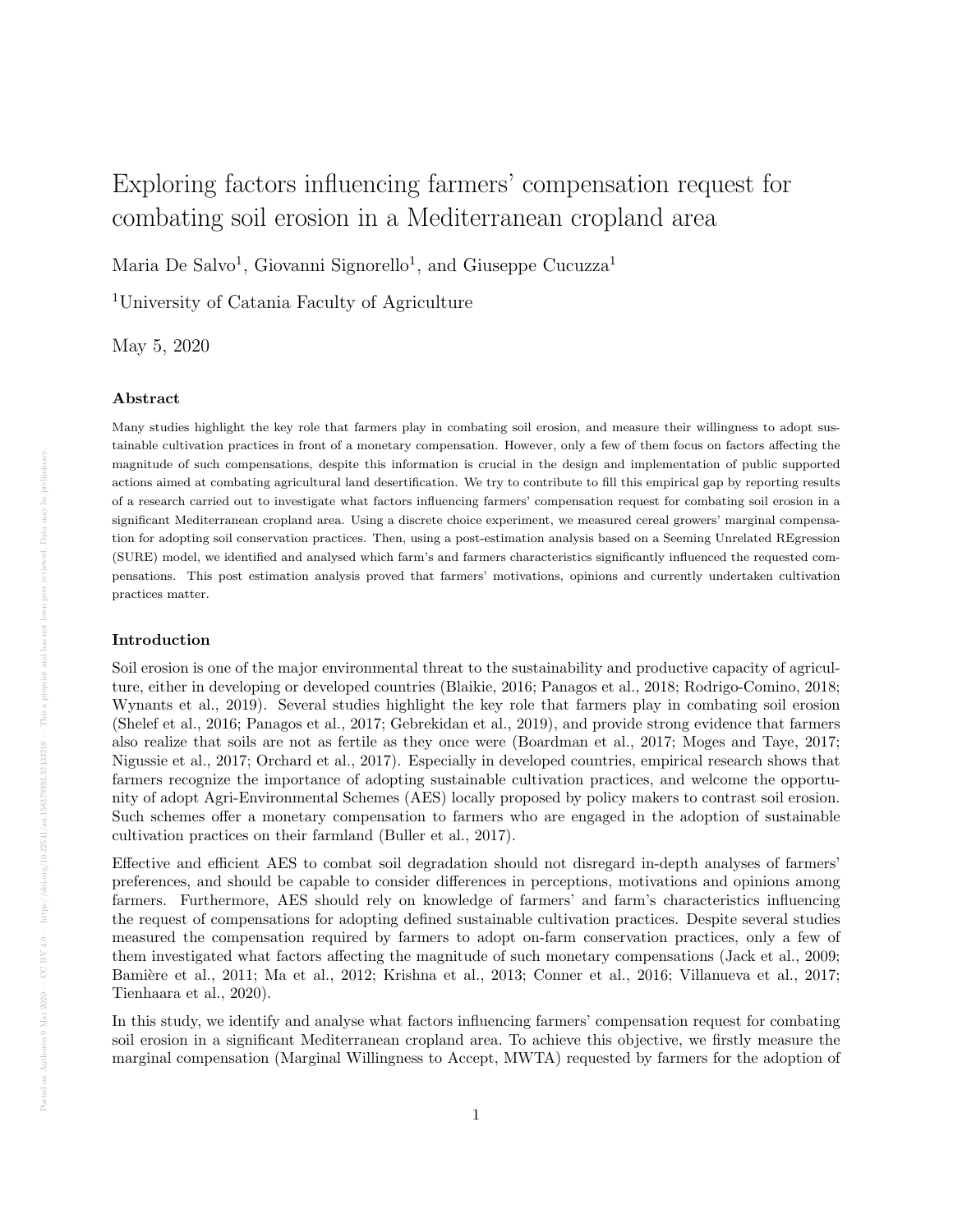# Exploring factors influencing farmers' compensation request for combating soil erosion in a Mediterranean cropland area

Maria De Salvo[1], Giovanni Signorello[1], and Giuseppe Cucuzza[1]

[1]University of Catania Faculty of Agriculture

May 5, 2020

### Abstract

Many studies highlight the key role that farmers play in combating soil erosion, and measure their willingness to adopt sustainable cultivation practices in front of a monetary compensation. However, only a few of them focus on factors affecting the magnitude of such compensations, despite this information is crucial in the design and implementation of public supported actions aimed at combating agricultural land desertification. We try to contribute to fill this empirical gap by reporting results of a research carried out to investigate what factors influencing farmers' compensation request for combating soil erosion in a significant Mediterranean cropland area. Using a discrete choice experiment, we measured cereal growers' marginal compensation for adopting soil conservation practices. Then, using a post-estimation analysis based on a Seeming Unrelated REgression (SURE) model, we identified and analysed which farm's and farmers characteristics significantly influenced the requested compensations. This post estimation analysis proved that farmers' motivations, opinions and currently undertaken cultivation practices matter.

### Introduction

Soil erosion is one of the major environmental threat to the sustainability and productive capacity of agriculture, either in developing or developed countries (Blaikie, 2016; Panagos et al., 2018; Rodrigo-Comino, 2018; Wynants et al., 2019). Several studies highlight the key role that farmers play in combating soil erosion (Shelef et al., 2016; Panagos et al., 2017; Gebrekidan et al., 2019), and provide strong evidence that farmers also realize that soils are not as fertile as they once were (Boardman et al., 2017; Moges and Taye, 2017; Nigussie et al., 2017; Orchard et al., 2017). Especially in developed countries, empirical research shows that farmers recognize the importance of adopting sustainable cultivation practices, and welcome the opportunity of adopt Agri-Environmental Schemes (AES) locally proposed by policy makers to contrast soil erosion. Such schemes offer a monetary compensation to farmers who are engaged in the adoption of sustainable cultivation practices on their farmland (Buller et al., 2017).

Effective and efficient AES to combat soil degradation should not disregard in-depth analyses of farmers' preferences, and should be capable to consider differences in perceptions, motivations and opinions among farmers. Furthermore, AES should rely on knowledge of farmers' and farm's characteristics influencing the request of compensations for adopting defined sustainable cultivation practices. Despite several studies measured the compensation required by farmers to adopt on-farm conservation practices, only a few of them investigated what factors affecting the magnitude of such monetary compensations (Jack et al., 2009; Bamière et al., 2011; Ma et al., 2012; Krishna et al., 2013; Conner et al., 2016; Villanueva et al., 2017; Tienhaara et al., 2020).

In this study, we identify and analyse what factors influencing farmers' compensation request for combating soil erosion in a significant Mediterranean cropland area. To achieve this objective, we firstly measure the marginal compensation (Marginal Willingness to Accept, MWTA) requested by farmers for the adoption of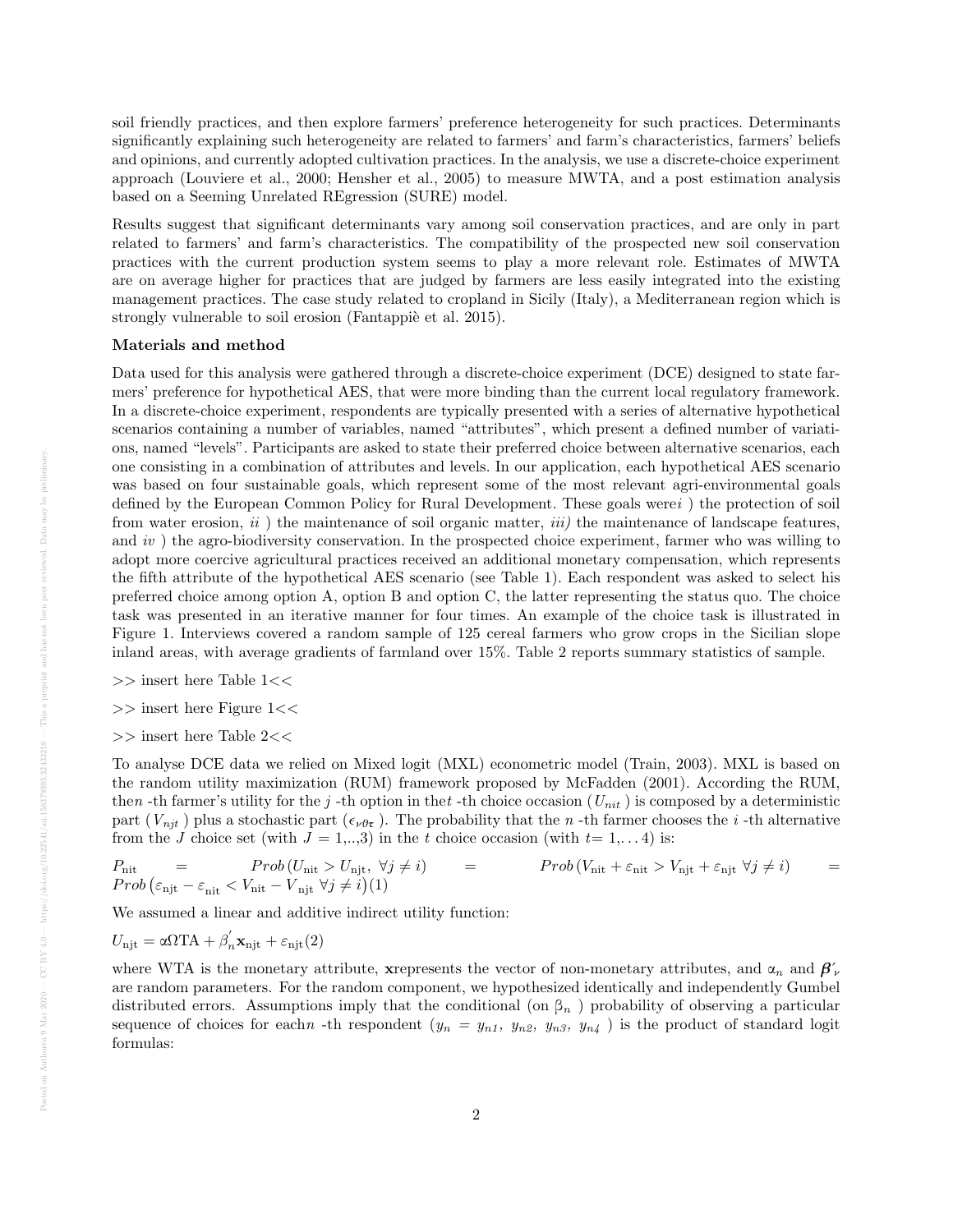soil friendly practices, and then explore farmers' preference heterogeneity for such practices. Determinants significantly explaining such heterogeneity are related to farmers' and farm's characteristics, farmers' beliefs and opinions, and currently adopted cultivation practices. In the analysis, we use a discrete-choice experiment approach (Louviere et al., 2000; Hensher et al., 2005) to measure MWTA, and a post estimation analysis based on a Seeming Unrelated REgression (SURE) model.

Results suggest that significant determinants vary among soil conservation practices, and are only in part related to farmers' and farm's characteristics. The compatibility of the prospected new soil conservation practices with the current production system seems to play a more relevant role. Estimates of MWTA are on average higher for practices that are judged by farmers are less easily integrated into the existing management practices. The case study related to cropland in Sicily (Italy), a Mediterranean region which is strongly vulnerable to soil erosion (Fantappiè et al. 2015).

**Materials and method**

Data used for this analysis were gathered through a discrete-choice experiment (DCE) designed to state farmers' preference for hypothetical AES, that were more binding than the current local regulatory framework. In a discrete-choice experiment, respondents are typically presented with a series of alternative hypothetical scenarios containing a number of variables, named "attributes", which present a defined number of variations, named "levels". Participants are asked to state their preferred choice between alternative scenarios, each one consisting in a combination of attributes and levels. In our application, each hypothetical AES scenario was based on four sustainable goals, which represent some of the most relevant agri-environmental goals defined by the European Common Policy for Rural Development. These goals were*i* ) the protection of soil from water erosion, *ii* ) the maintenance of soil organic matter, *iii)* the maintenance of landscape features, and *iv* ) the agro-biodiversity conservation. In the prospected choice experiment, farmer who was willing to adopt more coercive agricultural practices received an additional monetary compensation, which represents the fifth attribute of the hypothetical AES scenario (see Table 1). Each respondent was asked to select his preferred choice among option A, option B and option C, the latter representing the status quo. The choice task was presented in an iterative manner for four times. An example of the choice task is illustrated in Figure 1. Interviews covered a random sample of 125 cereal farmers who grow crops in the Sicilian slope inland areas, with average gradients of farmland over 15%. Table 2 reports summary statistics of sample.

>> insert here Table 1<<

>> insert here Figure 1<<

>> insert here Table 2<<

To analyse DCE data we relied on Mixed logit (MXL) econometric model (Train, 2003). MXL is based on the random utility maximization (RUM) framework proposed by McFadden (2001). According the RUM, the$n$ -th farmer's utility for the $j$ -th option in the$t$ -th choice occasion ($U_{nit}$ ) is composed by a deterministic part ($V_{njt}$ ) plus a stochastic part ($\epsilon_{\nu\vartheta\tau}$ ). The probability that the $n$ -th farmer chooses the $i$ -th alternative from the $J$ choice set (with $J$ = 1,..,3) in the $t$ choice occasion (with $t$= 1,... 4) is:

$$P_{\text{nit}} = Prob\left(U_{\text{nit}} > U_{\text{njt}},\ \forall j \neq i\right) = Prob\left(V_{\text{nit}} + \varepsilon_{\text{nit}} > V_{\text{njt}} + \varepsilon_{\text{njt}}\ \forall j \neq i\right) = Prob\left(\varepsilon_{\text{njt}} - \varepsilon_{\text{nit}} < V_{\text{nit}} - V_{\text{njt}}\ \forall j \neq i\right)(1)$$

We assumed a linear and additive indirect utility function:

$$U_{\text{njt}} = \alpha\Omega\text{TA} + \beta_{n}^{'}\mathbf{x}_{\text{njt}} + \varepsilon_{\text{njt}}(2)$$

where WTA is the monetary attribute, $\mathbf{x}$represents the vector of non-monetary attributes, and $\alpha_n$ and $\boldsymbol{\beta}_{\nu}^{'}$ are random parameters. For the random component, we hypothesized identically and independently Gumbel distributed errors. Assumptions imply that the conditional (on $\beta_n$ ) probability of observing a particular sequence of choices for each$n$ -th respondent ($y_n$ = $y_{n1}$, $y_{n2}$, $y_{n3}$, $y_{n4}$ ) is the product of standard logit formulas: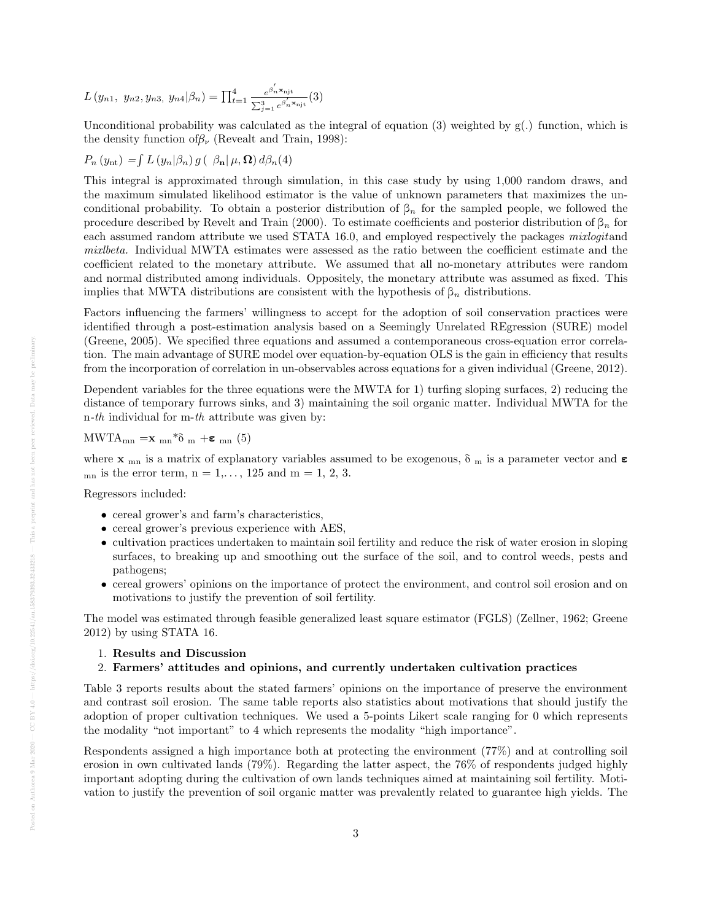$$L\left(y_{n1},\ y_{n2}, y_{n3},\ y_{n4}|\beta_n\right) = \prod_{t=1}^{4} \frac{e^{\beta_n^{'} \mathbf{x}_{\text{njt}}}}{\sum_{j=1}^{3} e^{\beta_n^{'} \mathbf{x}_{\text{njt}}}} (3)$$

Unconditional probability was calculated as the integral of equation (3) weighted by g(.) function, which is the density function of$\beta_\nu$ (Reveallt and Train, 1998):

$$P_n\left(y_{\text{nt}}\right) = \int L\left(y_n|\beta_n\right) g\left(\ \beta_{\mathbf{n}}|\,\mu, \mathbf{\Omega}\right) d\beta_n (4)$$

This integral is approximated through simulation, in this case study by using 1,000 random draws, and the maximum simulated likelihood estimator is the value of unknown parameters that maximizes the unconditional probability. To obtain a posterior distribution of $\beta_n$ for the sampled people, we followed the procedure described by Revelt and Train (2000). To estimate coefficients and posterior distribution of $\beta_n$ for each assumed random attribute we used STATA 16.0, and employed respectively the packages *mixlogit*and *mixlbeta*. Individual MWTA estimates were assessed as the ratio between the coefficient estimate and the coefficient related to the monetary attribute. We assumed that all no-monetary attributes were random and normal distributed among individuals. Oppositely, the monetary attribute was assumed as fixed. This implies that MWTA distributions are consistent with the hypothesis of $\beta_n$ distributions.

Factors influencing the farmers' willingness to accept for the adoption of soil conservation practices were identified through a post-estimation analysis based on a Seemingly Unrelated REgression (SURE) model (Greene, 2005). We specified three equations and assumed a contemporaneous cross-equation error correlation. The main advantage of SURE model over equation-by-equation OLS is the gain in efficiency that results from the incorporation of correlation in un-observables across equations for a given individual (Greene, 2012).

Dependent variables for the three equations were the MWTA for 1) turfing sloping surfaces, 2) reducing the distance of temporary furrows sinks, and 3) maintaining the soil organic matter. Individual MWTA for the n-*th* individual for m-*th* attribute was given by:

$$\text{MWTA}_{\text{mn}} = \mathbf{x}_{\text{mn}} * \delta_{\text{m}} + \boldsymbol{\varepsilon}_{\text{mn}} \ (5)$$

where $\mathbf{x}_{\text{mn}}$ is a matrix of explanatory variables assumed to be exogenous, $\delta_{\text{m}}$ is a parameter vector and $\boldsymbol{\varepsilon}_{\text{mn}}$ is the error term, n = 1,. . . , 125 and m = 1, 2, 3.

Regressors included:

- cereal grower's and farm's characteristics,
- cereal grower's previous experience with AES,
- cultivation practices undertaken to maintain soil fertility and reduce the risk of water erosion in sloping surfaces, to breaking up and smoothing out the surface of the soil, and to control weeds, pests and pathogens;
- cereal growers' opinions on the importance of protect the environment, and control soil erosion and on motivations to justify the prevention of soil fertility.

The model was estimated through feasible generalized least square estimator (FGLS) (Zellner, 1962; Greene 2012) by using STATA 16.

1. **Results and Discussion**
2. **Farmers' attitudes and opinions, and currently undertaken cultivation practices**

Table 3 reports results about the stated farmers' opinions on the importance of preserve the environment and contrast soil erosion. The same table reports also statistics about motivations that should justify the adoption of proper cultivation techniques. We used a 5-points Likert scale ranging for 0 which represents the modality "not important" to 4 which represents the modality "high importance".

Respondents assigned a high importance both at protecting the environment (77%) and at controlling soil erosion in own cultivated lands (79%). Regarding the latter aspect, the 76% of respondents judged highly important adopting during the cultivation of own lands techniques aimed at maintaining soil fertility. Motivation to justify the prevention of soil organic matter was prevalently related to guarantee high yields. The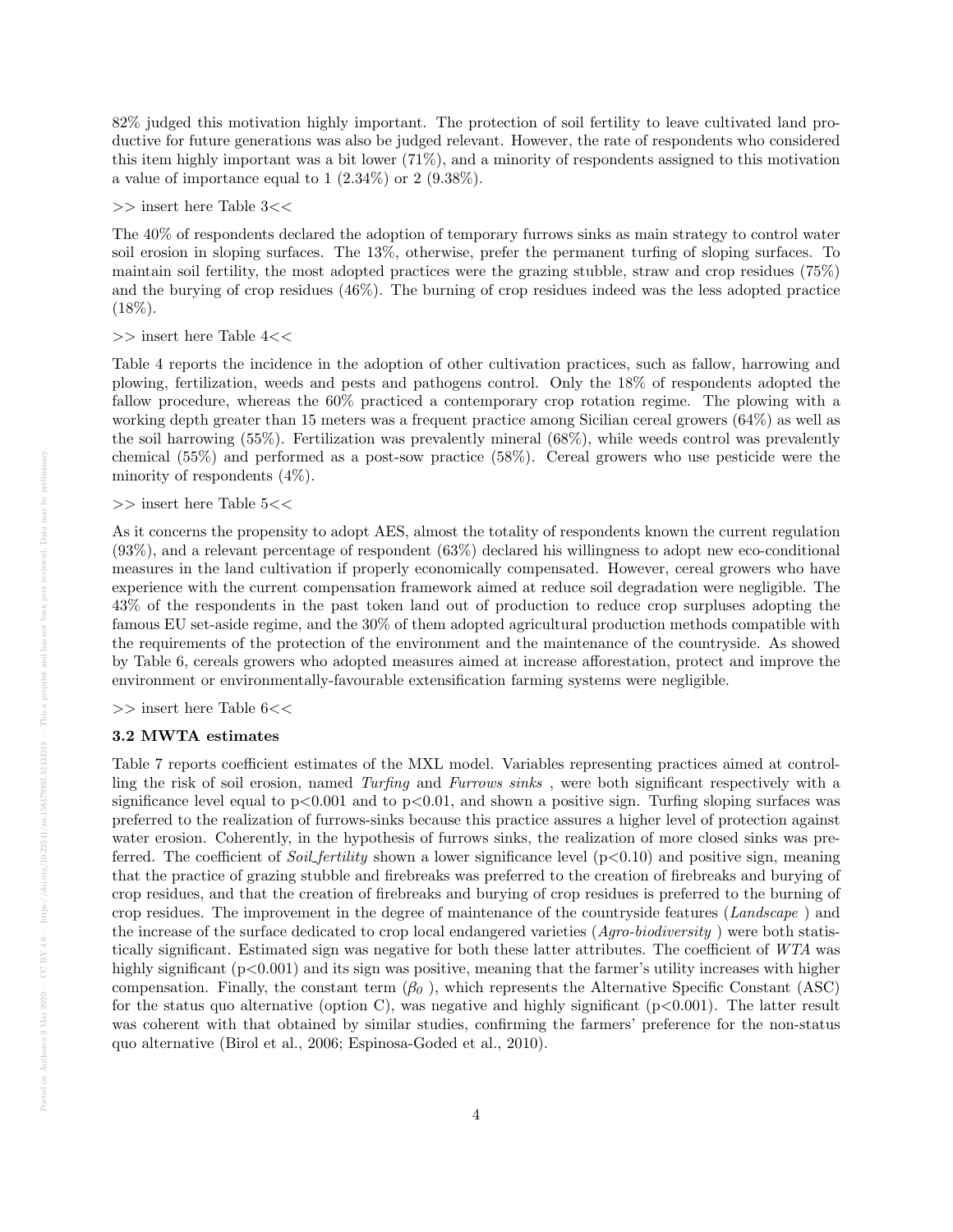82% judged this motivation highly important. The protection of soil fertility to leave cultivated land productive for future generations was also be judged relevant. However, the rate of respondents who considered this item highly important was a bit lower (71%), and a minority of respondents assigned to this motivation a value of importance equal to 1 (2.34%) or 2 (9.38%).

>> insert here Table 3<<

The 40% of respondents declared the adoption of temporary furrows sinks as main strategy to control water soil erosion in sloping surfaces. The 13%, otherwise, prefer the permanent turfing of sloping surfaces. To maintain soil fertility, the most adopted practices were the grazing stubble, straw and crop residues (75%) and the burying of crop residues (46%). The burning of crop residues indeed was the less adopted practice (18%).

>> insert here Table 4<<

Table 4 reports the incidence in the adoption of other cultivation practices, such as fallow, harrowing and plowing, fertilization, weeds and pests and pathogens control. Only the 18% of respondents adopted the fallow procedure, whereas the 60% practiced a contemporary crop rotation regime. The plowing with a working depth greater than 15 meters was a frequent practice among Sicilian cereal growers (64%) as well as the soil harrowing (55%). Fertilization was prevalently mineral (68%), while weeds control was prevalently chemical (55%) and performed as a post-sow practice (58%). Cereal growers who use pesticide were the minority of respondents (4%).

>> insert here Table 5<<

As it concerns the propensity to adopt AES, almost the totality of respondents known the current regulation (93%), and a relevant percentage of respondent (63%) declared his willingness to adopt new eco-conditional measures in the land cultivation if properly economically compensated. However, cereal growers who have experience with the current compensation framework aimed at reduce soil degradation were negligible. The 43% of the respondents in the past token land out of production to reduce crop surpluses adopting the famous EU set-aside regime, and the 30% of them adopted agricultural production methods compatible with the requirements of the protection of the environment and the maintenance of the countryside. As showed by Table 6, cereals growers who adopted measures aimed at increase afforestation, protect and improve the environment or environmentally-favourable extensification farming systems were negligible.

>> insert here Table 6<<

### 3.2 MWTA estimates

Table 7 reports coefficient estimates of the MXL model. Variables representing practices aimed at controlling the risk of soil erosion, named *Turfing* and *Furrows sinks* , were both significant respectively with a significance level equal to $p<0.001$ and to $p<0.01$, and shown a positive sign. Turfing sloping surfaces was preferred to the realization of furrows-sinks because this practice assures a higher level of protection against water erosion. Coherently, in the hypothesis of furrows sinks, the realization of more closed sinks was preferred. The coefficient of *Soil_fertility* shown a lower significance level ($p<0.10$) and positive sign, meaning that the practice of grazing stubble and firebreaks was preferred to the creation of firebreaks and burying of crop residues, and that the creation of firebreaks and burying of crop residues is preferred to the burning of crop residues. The improvement in the degree of maintenance of the countryside features (*Landscape* ) and the increase of the surface dedicated to crop local endangered varieties (*Agro-biodiversity* ) were both statistically significant. Estimated sign was negative for both these latter attributes. The coefficient of *WTA* was highly significant ($p<0.001$) and its sign was positive, meaning that the farmer's utility increases with higher compensation. Finally, the constant term ($\beta_0$ ), which represents the Alternative Specific Constant (ASC) for the status quo alternative (option C), was negative and highly significant ($p<0.001$). The latter result was coherent with that obtained by similar studies, confirming the farmers' preference for the non-status quo alternative (Birol et al., 2006; Espinosa-Goded et al., 2010).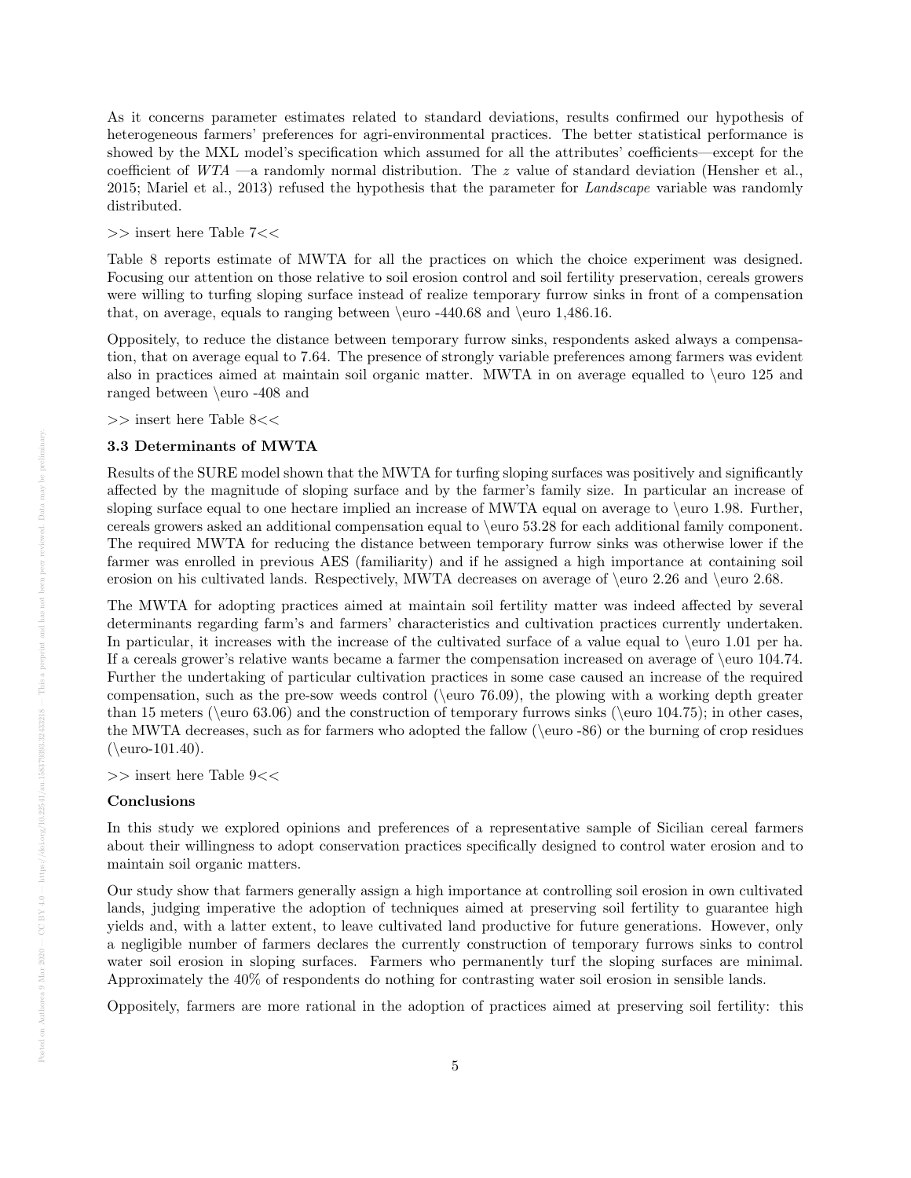As it concerns parameter estimates related to standard deviations, results confirmed our hypothesis of heterogeneous farmers' preferences for agri-environmental practices. The better statistical performance is showed by the MXL model's specification which assumed for all the attributes' coefficients—except for the coefficient of *WTA* —a randomly normal distribution. The $z$ value of standard deviation (Hensher et al., 2015; Mariel et al., 2013) refused the hypothesis that the parameter for *Landscape* variable was randomly distributed.

>> insert here Table 7<<

Table 8 reports estimate of MWTA for all the practices on which the choice experiment was designed. Focusing our attention on those relative to soil erosion control and soil fertility preservation, cereals growers were willing to turfing sloping surface instead of realize temporary furrow sinks in front of a compensation that, on average, equals to ranging between \euro -440.68 and \euro 1,486.16.

Oppositely, to reduce the distance between temporary furrow sinks, respondents asked always a compensation, that on average equal to 7.64. The presence of strongly variable preferences among farmers was evident also in practices aimed at maintain soil organic matter. MWTA in on average equalled to \euro 125 and ranged between \euro -408 and

>> insert here Table 8<<

### 3.3 Determinants of MWTA

Results of the SURE model shown that the MWTA for turfing sloping surfaces was positively and significantly affected by the magnitude of sloping surface and by the farmer's family size. In particular an increase of sloping surface equal to one hectare implied an increase of MWTA equal on average to \euro 1.98. Further, cereals growers asked an additional compensation equal to \euro 53.28 for each additional family component. The required MWTA for reducing the distance between temporary furrow sinks was otherwise lower if the farmer was enrolled in previous AES (familiarity) and if he assigned a high importance at containing soil erosion on his cultivated lands. Respectively, MWTA decreases on average of \euro 2.26 and \euro 2.68.

The MWTA for adopting practices aimed at maintain soil fertility matter was indeed affected by several determinants regarding farm's and farmers' characteristics and cultivation practices currently undertaken. In particular, it increases with the increase of the cultivated surface of a value equal to \euro 1.01 per ha. If a cereals grower's relative wants became a farmer the compensation increased on average of \euro 104.74. Further the undertaking of particular cultivation practices in some case caused an increase of the required compensation, such as the pre-sow weeds control (\euro 76.09), the plowing with a working depth greater than 15 meters (\euro 63.06) and the construction of temporary furrows sinks (\euro 104.75); in other cases, the MWTA decreases, such as for farmers who adopted the fallow (\euro -86) or the burning of crop residues (\euro-101.40).

>> insert here Table 9<<

### Conclusions

In this study we explored opinions and preferences of a representative sample of Sicilian cereal farmers about their willingness to adopt conservation practices specifically designed to control water erosion and to maintain soil organic matters.

Our study show that farmers generally assign a high importance at controlling soil erosion in own cultivated lands, judging imperative the adoption of techniques aimed at preserving soil fertility to guarantee high yields and, with a latter extent, to leave cultivated land productive for future generations. However, only a negligible number of farmers declares the currently construction of temporary furrows sinks to control water soil erosion in sloping surfaces. Farmers who permanently turf the sloping surfaces are minimal. Approximately the 40% of respondents do nothing for contrasting water soil erosion in sensible lands.

Oppositely, farmers are more rational in the adoption of practices aimed at preserving soil fertility: this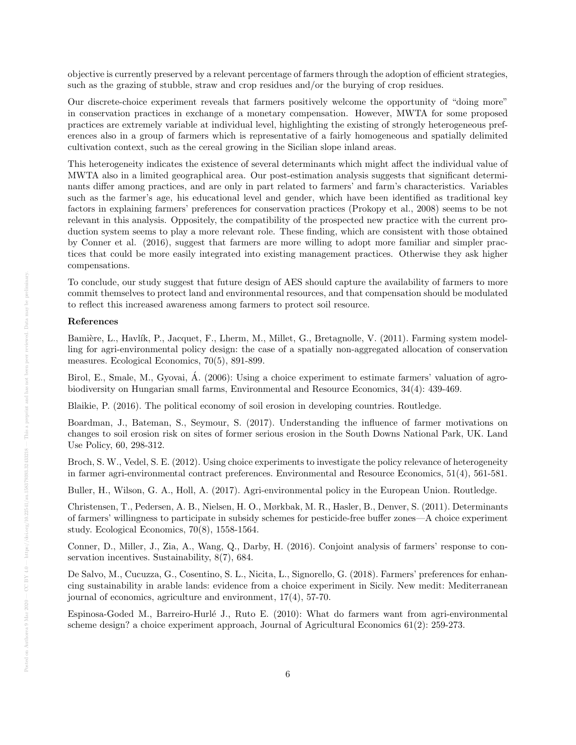objective is currently preserved by a relevant percentage of farmers through the adoption of efficient strategies, such as the grazing of stubble, straw and crop residues and/or the burying of crop residues.

Our discrete-choice experiment reveals that farmers positively welcome the opportunity of "doing more" in conservation practices in exchange of a monetary compensation. However, MWTA for some proposed practices are extremely variable at individual level, highlighting the existing of strongly heterogeneous preferences also in a group of farmers which is representative of a fairly homogeneous and spatially delimited cultivation context, such as the cereal growing in the Sicilian slope inland areas.

This heterogeneity indicates the existence of several determinants which might affect the individual value of MWTA also in a limited geographical area. Our post-estimation analysis suggests that significant determinants differ among practices, and are only in part related to farmers' and farm's characteristics. Variables such as the farmer's age, his educational level and gender, which have been identified as traditional key factors in explaining farmers' preferences for conservation practices (Prokopy et al., 2008) seems to be not relevant in this analysis. Oppositely, the compatibility of the prospected new practice with the current production system seems to play a more relevant role. These finding, which are consistent with those obtained by Conner et al. (2016), suggest that farmers are more willing to adopt more familiar and simpler practices that could be more easily integrated into existing management practices. Otherwise they ask higher compensations.

To conclude, our study suggest that future design of AES should capture the availability of farmers to more commit themselves to protect land and environmental resources, and that compensation should be modulated to reflect this increased awareness among farmers to protect soil resource.

**References**

Bamière, L., Havlík, P., Jacquet, F., Lherm, M., Millet, G., Bretagnolle, V. (2011). Farming system modelling for agri-environmental policy design: the case of a spatially non-aggregated allocation of conservation measures. Ecological Economics, 70(5), 891-899.

Birol, E., Smale, M., Gyovai, Á. (2006): Using a choice experiment to estimate farmers' valuation of agrobiodiversity on Hungarian small farms, Environmental and Resource Economics, 34(4): 439-469.

Blaikie, P. (2016). The political economy of soil erosion in developing countries. Routledge.

Boardman, J., Bateman, S., Seymour, S. (2017). Understanding the influence of farmer motivations on changes to soil erosion risk on sites of former serious erosion in the South Downs National Park, UK. Land Use Policy, 60, 298-312.

Broch, S. W., Vedel, S. E. (2012). Using choice experiments to investigate the policy relevance of heterogeneity in farmer agri-environmental contract preferences. Environmental and Resource Economics, 51(4), 561-581.

Buller, H., Wilson, G. A., Holl, A. (2017). Agri-environmental policy in the European Union. Routledge.

Christensen, T., Pedersen, A. B., Nielsen, H. O., Mørkbak, M. R., Hasler, B., Denver, S. (2011). Determinants of farmers' willingness to participate in subsidy schemes for pesticide-free buffer zones—A choice experiment study. Ecological Economics, 70(8), 1558-1564.

Conner, D., Miller, J., Zia, A., Wang, Q., Darby, H. (2016). Conjoint analysis of farmers' response to conservation incentives. Sustainability, 8(7), 684.

De Salvo, M., Cucuzza, G., Cosentino, S. L., Nicita, L., Signorello, G. (2018). Farmers' preferences for enhancing sustainability in arable lands: evidence from a choice experiment in Sicily. New medit: Mediterranean journal of economics, agriculture and environment, 17(4), 57-70.

Espinosa-Goded M., Barreiro-Hurlé J., Ruto E. (2010): What do farmers want from agri-environmental scheme design? a choice experiment approach, Journal of Agricultural Economics 61(2): 259-273.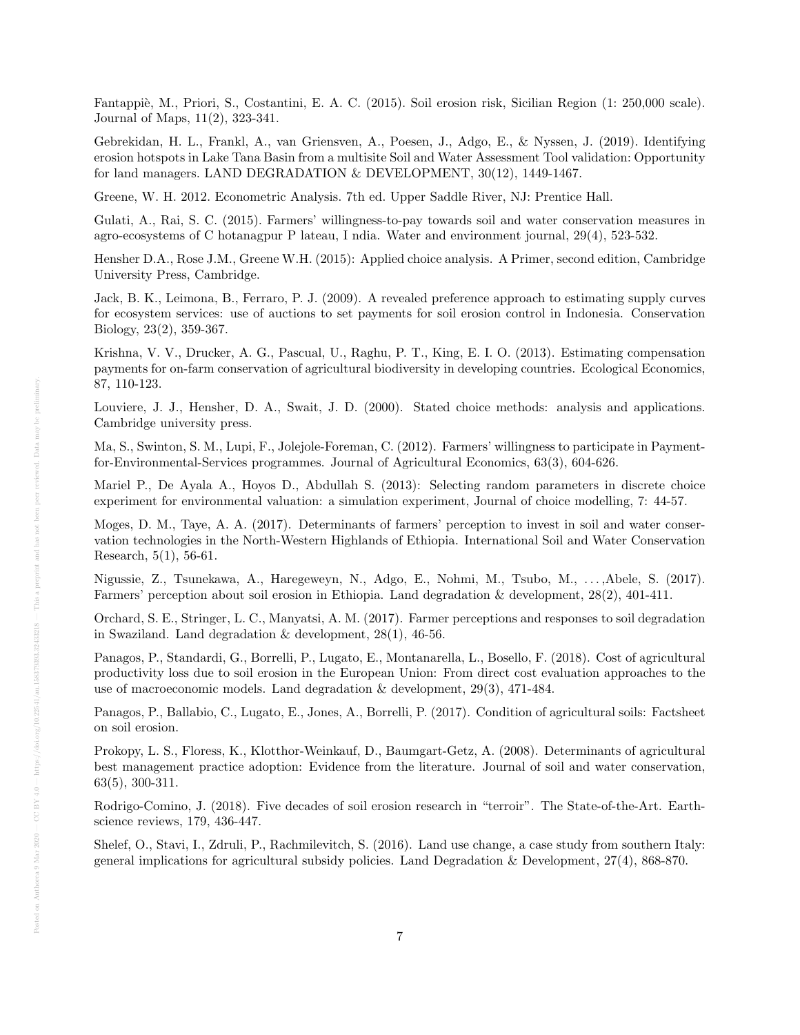Fantappiè, M., Priori, S., Costantini, E. A. C. (2015). Soil erosion risk, Sicilian Region (1: 250,000 scale). Journal of Maps, 11(2), 323-341.

Gebrekidan, H. L., Frankl, A., van Griensven, A., Poesen, J., Adgo, E., & Nyssen, J. (2019). Identifying erosion hotspots in Lake Tana Basin from a multisite Soil and Water Assessment Tool validation: Opportunity for land managers. LAND DEGRADATION & DEVELOPMENT, 30(12), 1449-1467.

Greene, W. H. 2012. Econometric Analysis. 7th ed. Upper Saddle River, NJ: Prentice Hall.

Gulati, A., Rai, S. C. (2015). Farmers' willingness-to-pay towards soil and water conservation measures in agro-ecosystems of C hotanagpur P lateau, I ndia. Water and environment journal, 29(4), 523-532.

Hensher D.A., Rose J.M., Greene W.H. (2015): Applied choice analysis. A Primer, second edition, Cambridge University Press, Cambridge.

Jack, B. K., Leimona, B., Ferraro, P. J. (2009). A revealed preference approach to estimating supply curves for ecosystem services: use of auctions to set payments for soil erosion control in Indonesia. Conservation Biology, 23(2), 359-367.

Krishna, V. V., Drucker, A. G., Pascual, U., Raghu, P. T., King, E. I. O. (2013). Estimating compensation payments for on-farm conservation of agricultural biodiversity in developing countries. Ecological Economics, 87, 110-123.

Louviere, J. J., Hensher, D. A., Swait, J. D. (2000). Stated choice methods: analysis and applications. Cambridge university press.

Ma, S., Swinton, S. M., Lupi, F., Jolejole-Foreman, C. (2012). Farmers' willingness to participate in Payment-for-Environmental-Services programmes. Journal of Agricultural Economics, 63(3), 604-626.

Mariel P., De Ayala A., Hoyos D., Abdullah S. (2013): Selecting random parameters in discrete choice experiment for environmental valuation: a simulation experiment, Journal of choice modelling, 7: 44-57.

Moges, D. M., Taye, A. A. (2017). Determinants of farmers' perception to invest in soil and water conservation technologies in the North-Western Highlands of Ethiopia. International Soil and Water Conservation Research, 5(1), 56-61.

Nigussie, Z., Tsunekawa, A., Haregeweyn, N., Adgo, E., Nohmi, M., Tsubo, M., . . . ,Abele, S. (2017). Farmers' perception about soil erosion in Ethiopia. Land degradation & development, 28(2), 401-411.

Orchard, S. E., Stringer, L. C., Manyatsi, A. M. (2017). Farmer perceptions and responses to soil degradation in Swaziland. Land degradation & development, 28(1), 46-56.

Panagos, P., Standardi, G., Borrelli, P., Lugato, E., Montanarella, L., Bosello, F. (2018). Cost of agricultural productivity loss due to soil erosion in the European Union: From direct cost evaluation approaches to the use of macroeconomic models. Land degradation & development, 29(3), 471-484.

Panagos, P., Ballabio, C., Lugato, E., Jones, A., Borrelli, P. (2017). Condition of agricultural soils: Factsheet on soil erosion.

Prokopy, L. S., Floress, K., Klotthor-Weinkauf, D., Baumgart-Getz, A. (2008). Determinants of agricultural best management practice adoption: Evidence from the literature. Journal of soil and water conservation, 63(5), 300-311.

Rodrigo-Comino, J. (2018). Five decades of soil erosion research in "terroir". The State-of-the-Art. Earth-science reviews, 179, 436-447.

Shelef, O., Stavi, I., Zdruli, P., Rachmilevitch, S. (2016). Land use change, a case study from southern Italy: general implications for agricultural subsidy policies. Land Degradation & Development, 27(4), 868-870.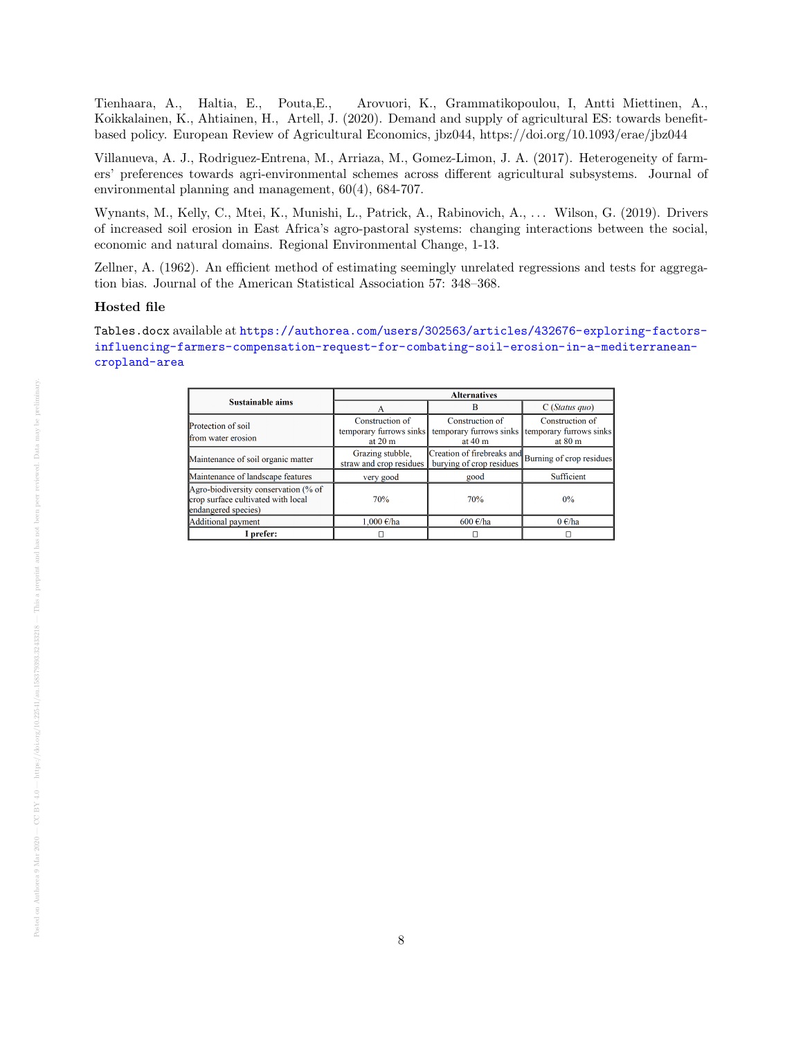Tienhaara, A., Haltia, E., Pouta,E., Arovuori, K., Grammatikopoulou, I, Antti Miettinen, A., Koikkalainen, K., Ahtiainen, H., Artell, J. (2020). Demand and supply of agricultural ES: towards benefit-based policy. European Review of Agricultural Economics, jbz044, https://doi.org/10.1093/erae/jbz044

Villanueva, A. J., Rodriguez-Entrena, M., Arriaza, M., Gomez-Limon, J. A. (2017). Heterogeneity of farmers' preferences towards agri-environmental schemes across different agricultural subsystems. Journal of environmental planning and management, 60(4), 684-707.

Wynants, M., Kelly, C., Mtei, K., Munishi, L., Patrick, A., Rabinovich, A., . . . Wilson, G. (2019). Drivers of increased soil erosion in East Africa's agro-pastoral systems: changing interactions between the social, economic and natural domains. Regional Environmental Change, 1-13.

Zellner, A. (1962). An efficient method of estimating seemingly unrelated regressions and tests for aggregation bias. Journal of the American Statistical Association 57: 348–368.

### Hosted file

`Tables.docx` available at https://authorea.com/users/302563/articles/432676-exploring-factors-influencing-farmers-compensation-request-for-combating-soil-erosion-in-a-mediterranean-cropland-area

| **Sustainable aims** | **Alternatives** | | |
|---|---|---|---|
| | A | B | C (*Status quo*) |
| Protection of soil from water erosion | Construction of temporary furrows sinks at 20 m | Construction of temporary furrows sinks at 40 m | Construction of temporary furrows sinks at 80 m |
| Maintenance of soil organic matter | Grazing stubble, straw and crop residues | Creation of firebreaks and burying of crop residues | Burning of crop residues |
| Maintenance of landscape features | very good | good | Sufficient |
| Agro-biodiversity conservation (% of crop surface cultivated with local endangered species) | 70% | 70% | 0% |
| Additional payment | 1,000 €/ha | 600 €/ha | 0 €/ha |
| **I prefer:** | □ | □ | □ |